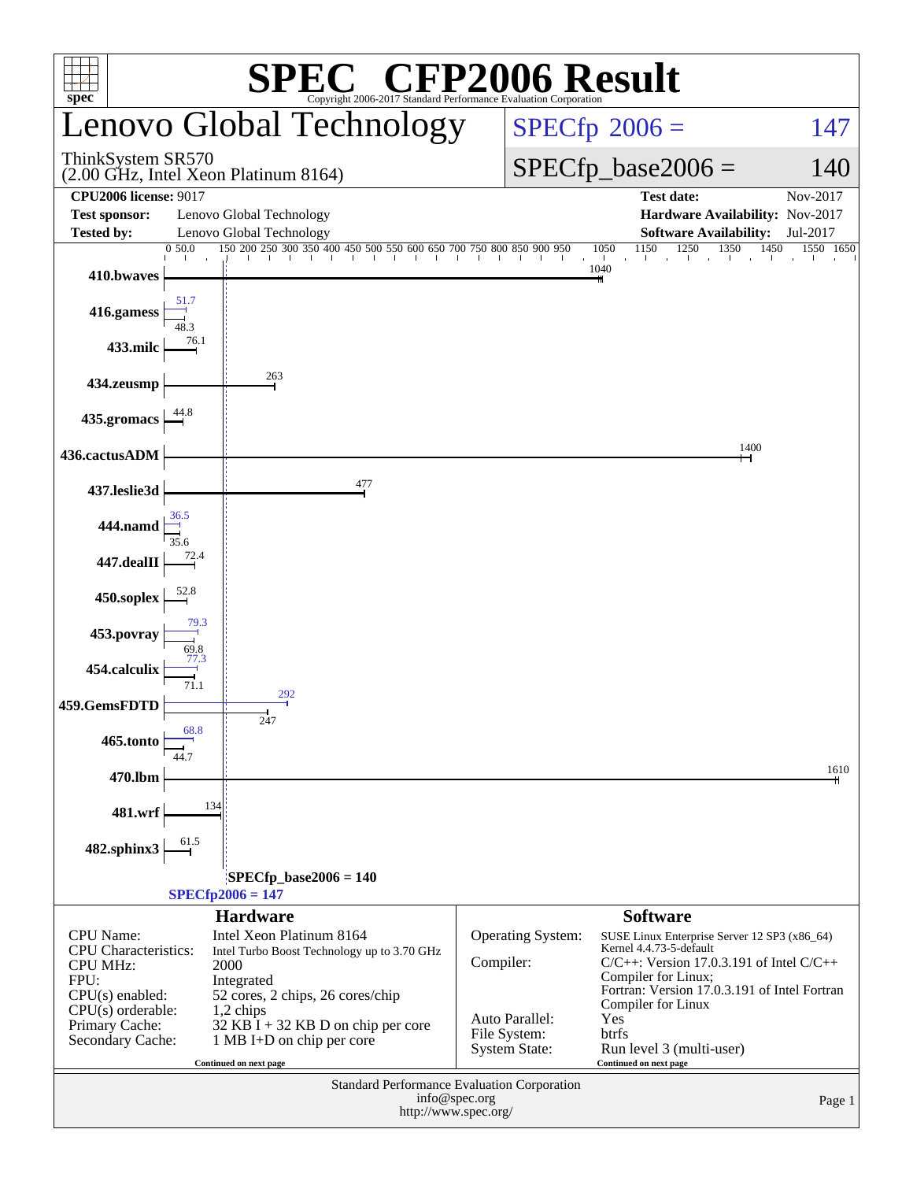# SPEC® CFP2006 Result

Copyright 2006-2017 Standard Performance Evaluation Corporation

## Lenovo Global Technology

ThinkSystem SR570
(2.00 GHz, Intel Xeon Platinum 8164)

SPECfp 2006 = 147

SPECfp_base2006 = 140

| | | | |
|---|---|---|---|
| **CPU2006 license:** 9017 | | **Test date:** | Nov-2017 |
| **Test sponsor:** | Lenovo Global Technology | **Hardware Availability:** | Nov-2017 |
| **Tested by:** | Lenovo Global Technology | **Software Availability:** | Jul-2017 |

| Benchmark | Peak | Base |
|---|---|---|
| 410.bwaves | | 1040 |
| 416.gamess | 51.7 | 48.3 |
| 433.milc | | 76.1 |
| 434.zeusmp | | 263 |
| 435.gromacs | | 44.8 |
| 436.cactusADM | | 1400 |
| 437.leslie3d | | 477 |
| 444.namd | 36.5 | 35.6 |
| 447.dealII | | 72.4 |
| 450.soplex | | 52.8 |
| 453.povray | 79.3 | 69.8 |
| 454.calculix | 77.3 | 71.1 |
| 459.GemsFDTD | 292 | 247 |
| 465.tonto | 68.8 | 44.7 |
| 470.lbm | | 1610 |
| 481.wrf | | 134 |
| 482.sphinx3 | | 61.5 |

SPECfp_base2006 = 140

SPECfp2006 = 147

## Hardware

| | |
|---|---|
| CPU Name: | Intel Xeon Platinum 8164 |
| CPU Characteristics: | Intel Turbo Boost Technology up to 3.70 GHz |
| CPU MHz: | 2000 |
| FPU: | Integrated |
| CPU(s) enabled: | 52 cores, 2 chips, 26 cores/chip |
| CPU(s) orderable: | 1,2 chips |
| Primary Cache: | 32 KB I + 32 KB D on chip per core |
| Secondary Cache: | 1 MB I+D on chip per core |

Continued on next page

## Software

| | |
|---|---|
| Operating System: | SUSE Linux Enterprise Server 12 SP3 (x86_64) Kernel 4.4.73-5-default |
| Compiler: | C/C++: Version 17.0.3.191 of Intel C/C++ Compiler for Linux; Fortran: Version 17.0.3.191 of Intel Fortran Compiler for Linux |
| Auto Parallel: | Yes |
| File System: | btrfs |
| System State: | Run level 3 (multi-user) |

Continued on next page

Standard Performance Evaluation Corporation
info@spec.org
http://www.spec.org/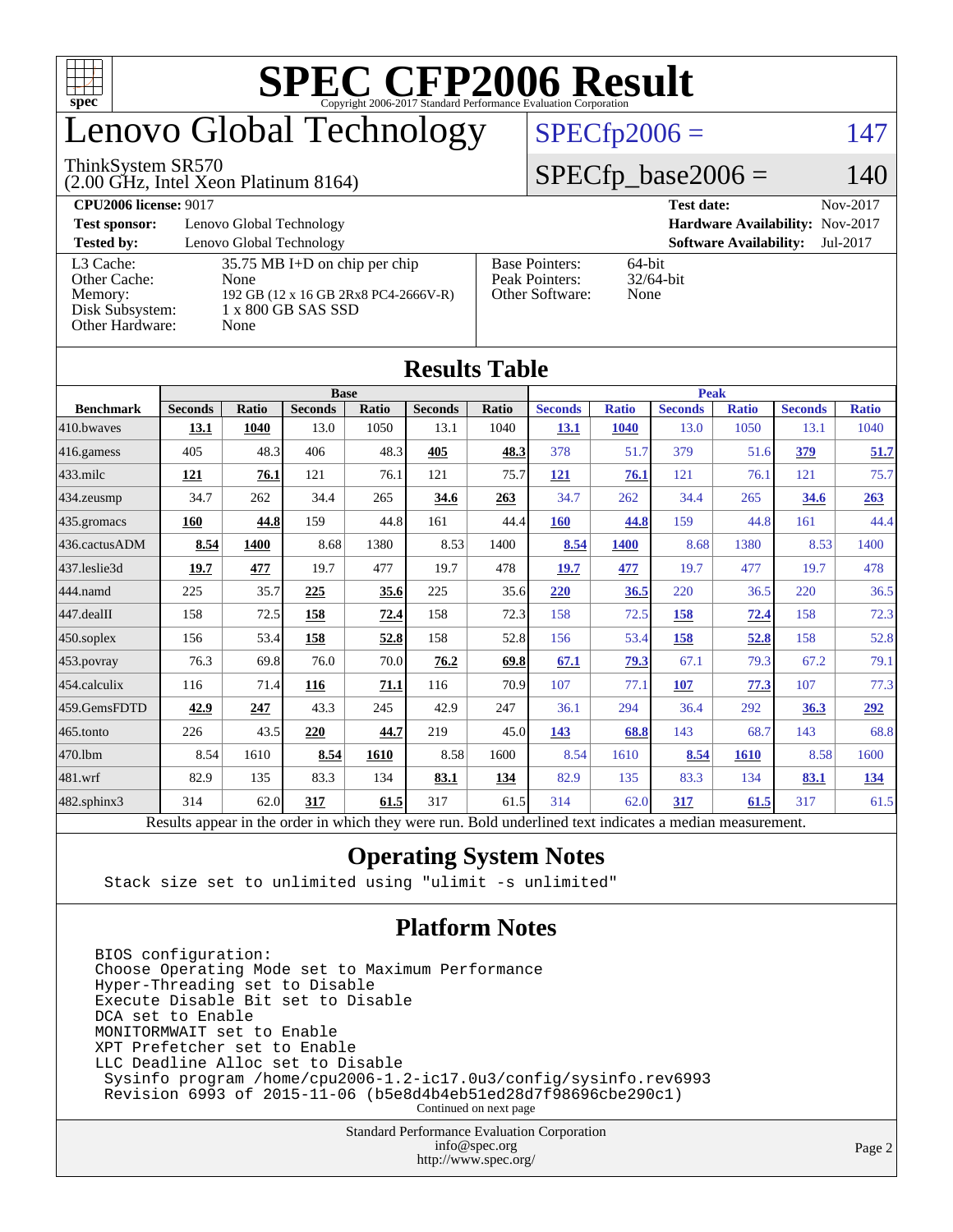# SPEC CFP2006 Result

Copyright 2006-2017 Standard Performance Evaluation Corporation

## Lenovo Global Technology

ThinkSystem SR570
(2.00 GHz, Intel Xeon Platinum 8164)

SPECfp2006 = 147

SPECfp_base2006 = 140

**CPU2006 license:** 9017 | **Test date:** Nov-2017
**Test sponsor:** Lenovo Global Technology | **Hardware Availability:** Nov-2017
**Tested by:** Lenovo Global Technology | **Software Availability:** Jul-2017

| | |
|---|---|
| L3 Cache: | 35.75 MB I+D on chip per chip |
| Other Cache: | None |
| Memory: | 192 GB (12 x 16 GB 2Rx8 PC4-2666V-R) |
| Disk Subsystem: | 1 x 800 GB SAS SSD |
| Other Hardware: | None |

| | |
|---|---|
| Base Pointers: | 64-bit |
| Peak Pointers: | 32/64-bit |
| Other Software: | None |

## Results Table

| | Base | | | | | | Peak | | | | | |
|---|---|---|---|---|---|---|---|---|---|---|---|---|
| **Benchmark** | **Seconds** | **Ratio** | **Seconds** | **Ratio** | **Seconds** | **Ratio** | **Seconds** | **Ratio** | **Seconds** | **Ratio** | **Seconds** | **Ratio** |
| 410.bwaves | **13.1** | **1040** | 13.0 | 1050 | 13.1 | 1040 | **13.1** | **1040** | 13.0 | 1050 | 13.1 | 1040 |
| 416.gamess | 405 | 48.3 | 406 | 48.3 | **405** | **48.3** | 378 | 51.7 | 379 | 51.6 | **379** | **51.7** |
| 433.milc | **121** | **76.1** | 121 | 76.1 | 121 | 75.7 | **121** | **76.1** | 121 | 76.1 | 121 | 75.7 |
| 434.zeusmp | 34.7 | 262 | 34.4 | 265 | **34.6** | **263** | 34.7 | 262 | 34.4 | 265 | **34.6** | **263** |
| 435.gromacs | **160** | **44.8** | 159 | 44.8 | 161 | 44.4 | **160** | **44.8** | 159 | 44.8 | 161 | 44.4 |
| 436.cactusADM | **8.54** | **1400** | 8.68 | 1380 | 8.53 | 1400 | **8.54** | **1400** | 8.68 | 1380 | 8.53 | 1400 |
| 437.leslie3d | **19.7** | **477** | 19.7 | 477 | 19.7 | 478 | **19.7** | **477** | 19.7 | 477 | 19.7 | 478 |
| 444.namd | 225 | 35.7 | **225** | **35.6** | 225 | 35.6 | **220** | **36.5** | 220 | 36.5 | 220 | 36.5 |
| 447.dealII | 158 | 72.5 | **158** | **72.4** | 158 | 72.3 | 158 | 72.5 | **158** | **72.4** | 158 | 72.3 |
| 450.soplex | 156 | 53.4 | **158** | **52.8** | 158 | 52.8 | 156 | 53.4 | **158** | **52.8** | 158 | 52.8 |
| 453.povray | 76.3 | 69.8 | 76.0 | 70.0 | **76.2** | **69.8** | **67.1** | **79.3** | 67.1 | 79.3 | 67.2 | 79.1 |
| 454.calculix | 116 | 71.4 | **116** | **71.1** | 116 | 70.9 | 107 | 77.1 | **107** | **77.3** | 107 | 77.3 |
| 459.GemsFDTD | **42.9** | **247** | 43.3 | 245 | 42.9 | 247 | 36.1 | 294 | 36.4 | 292 | **36.3** | **292** |
| 465.tonto | 226 | 43.5 | **220** | **44.7** | 219 | 45.0 | **143** | **68.8** | 143 | 68.7 | 143 | 68.8 |
| 470.lbm | 8.54 | 1610 | **8.54** | **1610** | 8.58 | 1600 | 8.54 | 1610 | **8.54** | **1610** | 8.58 | 1600 |
| 481.wrf | 82.9 | 135 | 83.3 | 134 | **83.1** | **134** | 82.9 | 135 | 83.3 | 134 | **83.1** | **134** |
| 482.sphinx3 | 314 | 62.0 | **317** | **61.5** | 317 | 61.5 | 314 | 62.0 | **317** | **61.5** | 317 | 61.5 |

Results appear in the order in which they were run. Bold underlined text indicates a median measurement.

## Operating System Notes

```
Stack size set to unlimited using "ulimit -s unlimited"
```

## Platform Notes

```
BIOS configuration:
Choose Operating Mode set to Maximum Performance
Hyper-Threading set to Disable
Execute Disable Bit set to Disable
DCA set to Enable
MONITORMWAIT set to Enable
XPT Prefetcher set to Enable
LLC Deadline Alloc set to Disable
 Sysinfo program /home/cpu2006-1.2-ic17.0u3/config/sysinfo.rev6993
 Revision 6993 of 2015-11-06 (b5e8d4b4eb51ed28d7f98696cbe290c1)
```

Continued on next page

Standard Performance Evaluation Corporation
info@spec.org
http://www.spec.org/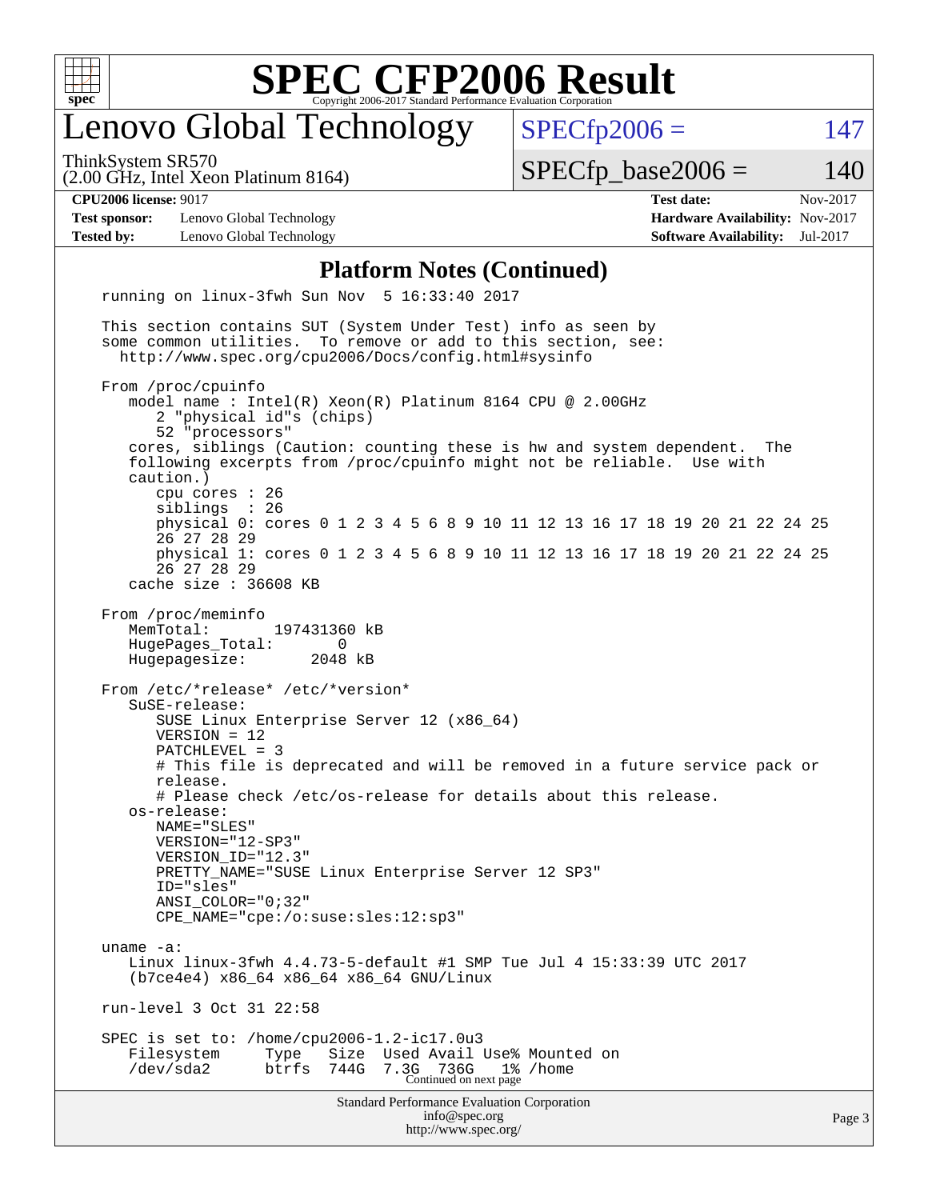# SPEC CFP2006 Result

Copyright 2006-2017 Standard Performance Evaluation Corporation

## Lenovo Global Technology

ThinkSystem SR570
(2.00 GHz, Intel Xeon Platinum 8164)

SPECfp2006 = 147

SPECfp_base2006 = 140

**CPU2006 license:** 9017
**Test sponsor:** Lenovo Global Technology
**Tested by:** Lenovo Global Technology

**Test date:** Nov-2017
**Hardware Availability:** Nov-2017
**Software Availability:** Jul-2017

## Platform Notes (Continued)

```
running on linux-3fwh Sun Nov  5 16:33:40 2017

This section contains SUT (System Under Test) info as seen by
some common utilities.  To remove or add to this section, see:
  http://www.spec.org/cpu2006/Docs/config.html#sysinfo

From /proc/cpuinfo
   model name : Intel(R) Xeon(R) Platinum 8164 CPU @ 2.00GHz
      2 "physical id"s (chips)
      52 "processors"
   cores, siblings (Caution: counting these is hw and system dependent.  The
   following excerpts from /proc/cpuinfo might not be reliable.  Use with
   caution.)
      cpu cores : 26
      siblings  : 26
      physical 0: cores 0 1 2 3 4 5 6 8 9 10 11 12 13 16 17 18 19 20 21 22 24 25
      26 27 28 29
      physical 1: cores 0 1 2 3 4 5 6 8 9 10 11 12 13 16 17 18 19 20 21 22 24 25
      26 27 28 29
   cache size : 36608 KB

From /proc/meminfo
   MemTotal:       197431360 kB
   HugePages_Total:       0
   Hugepagesize:       2048 kB

From /etc/*release* /etc/*version*
   SuSE-release:
      SUSE Linux Enterprise Server 12 (x86_64)
      VERSION = 12
      PATCHLEVEL = 3
      # This file is deprecated and will be removed in a future service pack or
      release.
      # Please check /etc/os-release for details about this release.
   os-release:
      NAME="SLES"
      VERSION="12-SP3"
      VERSION_ID="12.3"
      PRETTY_NAME="SUSE Linux Enterprise Server 12 SP3"
      ID="sles"
      ANSI_COLOR="0;32"
      CPE_NAME="cpe:/o:suse:sles:12:sp3"

uname -a:
   Linux linux-3fwh 4.4.73-5-default #1 SMP Tue Jul 4 15:33:39 UTC 2017
   (b7ce4e4) x86_64 x86_64 x86_64 GNU/Linux

run-level 3 Oct 31 22:58

SPEC is set to: /home/cpu2006-1.2-ic17.0u3
   Filesystem     Type   Size  Used Avail Use% Mounted on
   /dev/sda2      btrfs  744G  7.3G  736G   1% /home
```

Continued on next page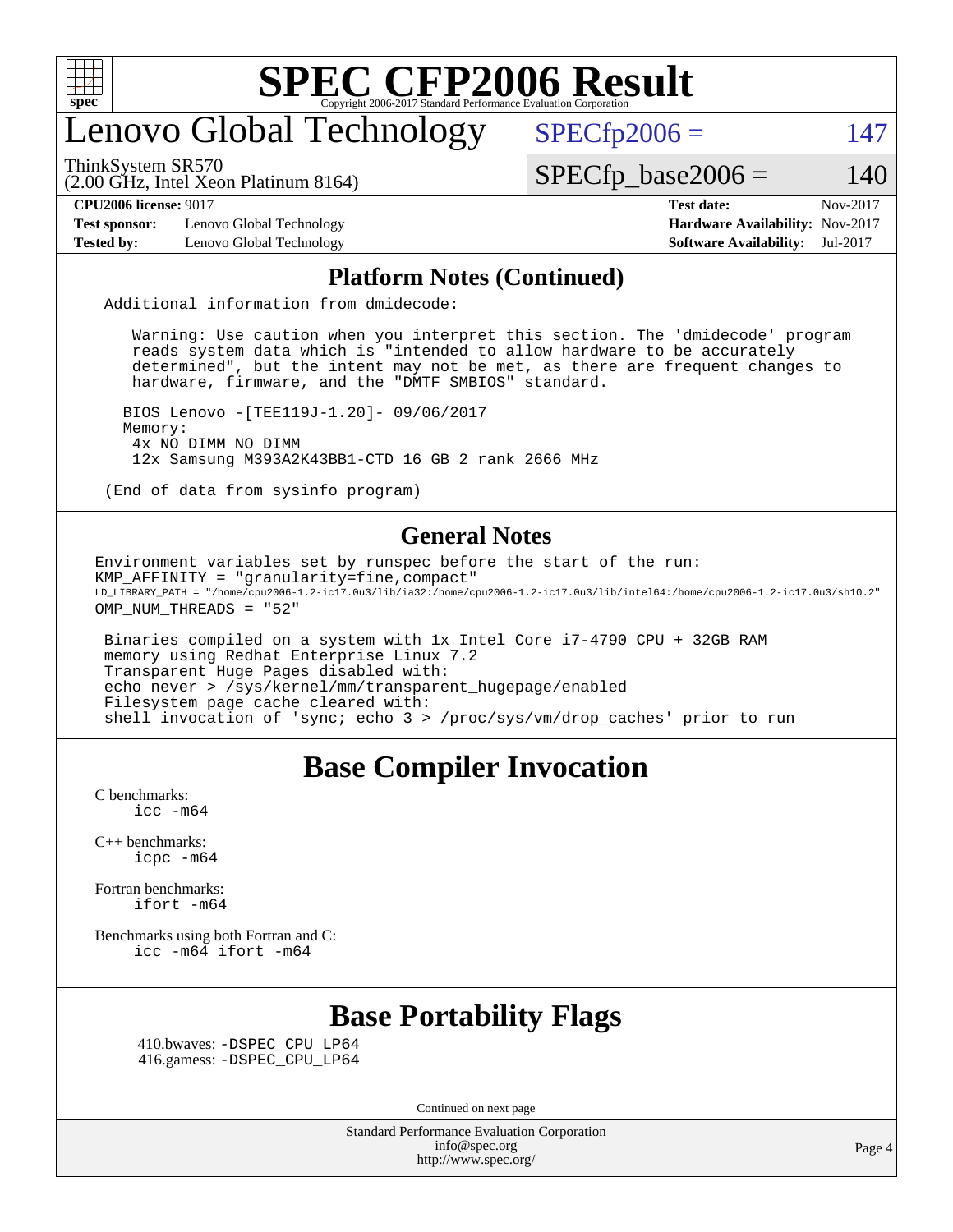# SPEC CFP2006 Result

Copyright 2006-2017 Standard Performance Evaluation Corporation

## Lenovo Global Technology

ThinkSystem SR570
(2.00 GHz, Intel Xeon Platinum 8164)

SPECfp2006 = 147

SPECfp_base2006 = 140

| | | | |
|---|---|---|---|
| **CPU2006 license:** 9017 | | **Test date:** | Nov-2017 |
| **Test sponsor:** | Lenovo Global Technology | **Hardware Availability:** | Nov-2017 |
| **Tested by:** | Lenovo Global Technology | **Software Availability:** | Jul-2017 |

### Platform Notes (Continued)

```
Additional information from dmidecode:

   Warning: Use caution when you interpret this section. The 'dmidecode' program
   reads system data which is "intended to allow hardware to be accurately
   determined", but the intent may not be met, as there are frequent changes to
   hardware, firmware, and the "DMTF SMBIOS" standard.

  BIOS Lenovo -[TEE119J-1.20]- 09/06/2017
  Memory:
   4x NO DIMM NO DIMM
   12x Samsung M393A2K43BB1-CTD 16 GB 2 rank 2666 MHz

(End of data from sysinfo program)
```

### General Notes

```
Environment variables set by runspec before the start of the run:
KMP_AFFINITY = "granularity=fine,compact"
LD_LIBRARY_PATH = "/home/cpu2006-1.2-ic17.0u3/lib/ia32:/home/cpu2006-1.2-ic17.0u3/lib/intel64:/home/cpu2006-1.2-ic17.0u3/sh10.2"
OMP_NUM_THREADS = "52"

 Binaries compiled on a system with 1x Intel Core i7-4790 CPU + 32GB RAM
 memory using Redhat Enterprise Linux 7.2
 Transparent Huge Pages disabled with:
 echo never > /sys/kernel/mm/transparent_hugepage/enabled
 Filesystem page cache cleared with:
 shell invocation of 'sync; echo 3 > /proc/sys/vm/drop_caches' prior to run
```

## Base Compiler Invocation

C benchmarks:
    icc -m64

C++ benchmarks:
    icpc -m64

Fortran benchmarks:
    ifort -m64

Benchmarks using both Fortran and C:
    icc -m64 ifort -m64

## Base Portability Flags

410.bwaves: -DSPEC_CPU_LP64
416.gamess: -DSPEC_CPU_LP64

Continued on next page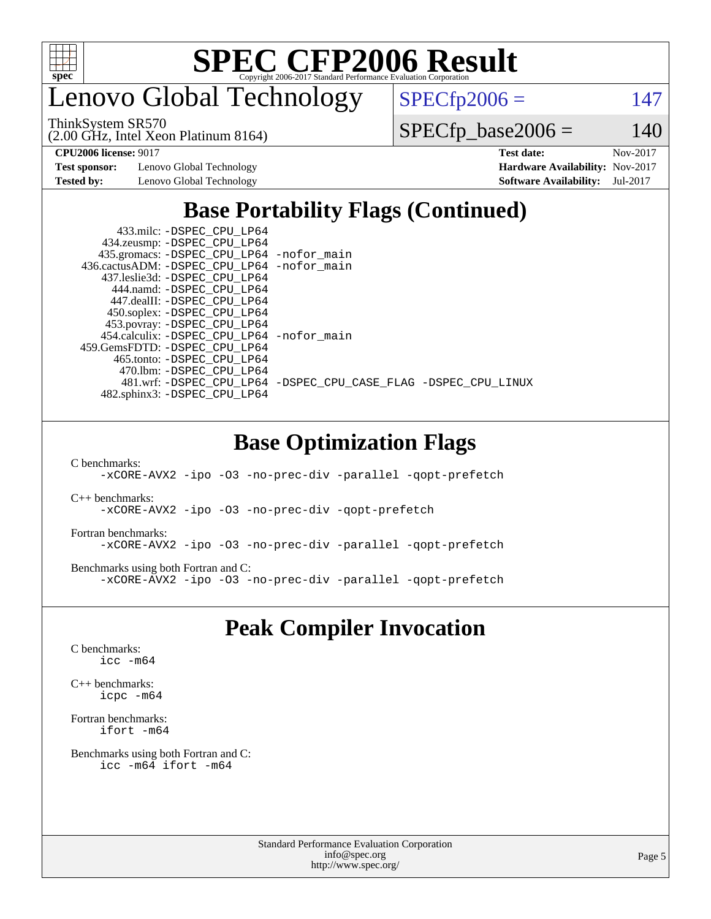# SPEC CFP2006 Result

Copyright 2006-2017 Standard Performance Evaluation Corporation

# Lenovo Global Technology

ThinkSystem SR570
(2.00 GHz, Intel Xeon Platinum 8164)

SPECfp2006 = 147

SPECfp_base2006 = 140

**CPU2006 license:** 9017
**Test sponsor:** Lenovo Global Technology
**Tested by:** Lenovo Global Technology

**Test date:** Nov-2017
**Hardware Availability:** Nov-2017
**Software Availability:** Jul-2017

## Base Portability Flags (Continued)

```
      433.milc: -DSPEC_CPU_LP64
    434.zeusmp: -DSPEC_CPU_LP64
   435.gromacs: -DSPEC_CPU_LP64 -nofor_main
  436.cactusADM: -DSPEC_CPU_LP64 -nofor_main
   437.leslie3d: -DSPEC_CPU_LP64
      444.namd: -DSPEC_CPU_LP64
    447.dealII: -DSPEC_CPU_LP64
    450.soplex: -DSPEC_CPU_LP64
    453.povray: -DSPEC_CPU_LP64
   454.calculix: -DSPEC_CPU_LP64 -nofor_main
  459.GemsFDTD: -DSPEC_CPU_LP64
     465.tonto: -DSPEC_CPU_LP64
       470.lbm: -DSPEC_CPU_LP64
       481.wrf: -DSPEC_CPU_LP64 -DSPEC_CPU_CASE_FLAG -DSPEC_CPU_LINUX
   482.sphinx3: -DSPEC_CPU_LP64
```

## Base Optimization Flags

C benchmarks:
```
-xCORE-AVX2 -ipo -O3 -no-prec-div -parallel -qopt-prefetch
```

C++ benchmarks:
```
-xCORE-AVX2 -ipo -O3 -no-prec-div -qopt-prefetch
```

Fortran benchmarks:
```
-xCORE-AVX2 -ipo -O3 -no-prec-div -parallel -qopt-prefetch
```

Benchmarks using both Fortran and C:
```
-xCORE-AVX2 -ipo -O3 -no-prec-div -parallel -qopt-prefetch
```

## Peak Compiler Invocation

C benchmarks:
```
icc -m64
```

C++ benchmarks:
```
icpc -m64
```

Fortran benchmarks:
```
ifort -m64
```

Benchmarks using both Fortran and C:
```
icc -m64 ifort -m64
```

Standard Performance Evaluation Corporation
info@spec.org
http://www.spec.org/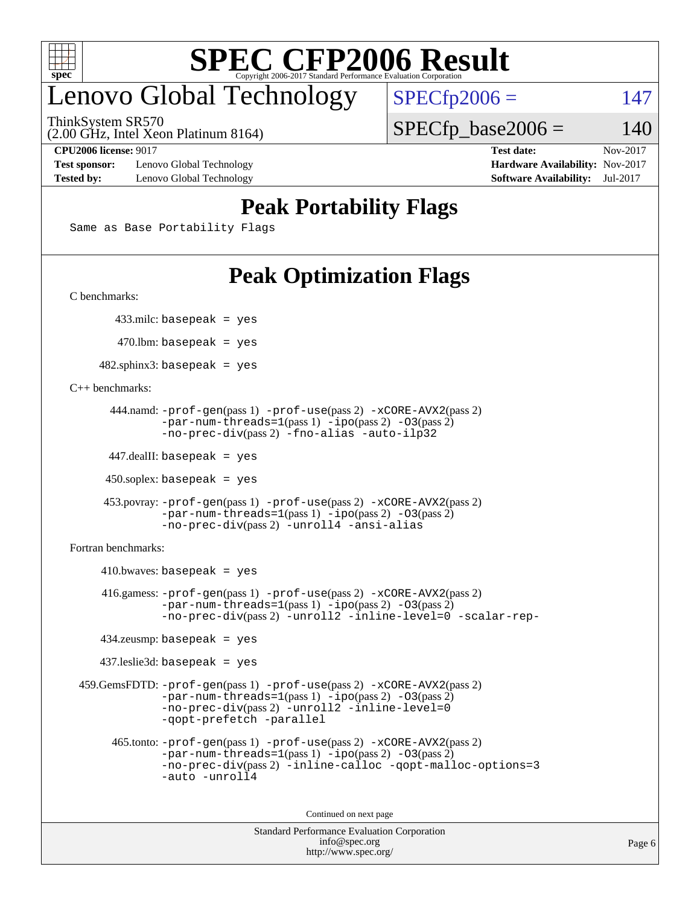# SPEC CFP2006 Result

Copyright 2006-2017 Standard Performance Evaluation Corporation

## Lenovo Global Technology

ThinkSystem SR570
(2.00 GHz, Intel Xeon Platinum 8164)

SPECfp2006 = 147

SPECfp_base2006 = 140

| | | | |
|---|---|---|---|
| **CPU2006 license:** 9017 | | **Test date:** | Nov-2017 |
| **Test sponsor:** | Lenovo Global Technology | **Hardware Availability:** | Nov-2017 |
| **Tested by:** | Lenovo Global Technology | **Software Availability:** | Jul-2017 |

## Peak Portability Flags

Same as Base Portability Flags

## Peak Optimization Flags

C benchmarks:

433.milc: basepeak = yes

470.lbm: basepeak = yes

482.sphinx3: basepeak = yes

C++ benchmarks:

444.namd: -prof-gen(pass 1) -prof-use(pass 2) -xCORE-AVX2(pass 2) -par-num-threads=1(pass 1) -ipo(pass 2) -O3(pass 2) -no-prec-div(pass 2) -fno-alias -auto-ilp32

447.dealII: basepeak = yes

450.soplex: basepeak = yes

453.povray: -prof-gen(pass 1) -prof-use(pass 2) -xCORE-AVX2(pass 2) -par-num-threads=1(pass 1) -ipo(pass 2) -O3(pass 2) -no-prec-div(pass 2) -unroll4 -ansi-alias

Fortran benchmarks:

410.bwaves: basepeak = yes

416.gamess: -prof-gen(pass 1) -prof-use(pass 2) -xCORE-AVX2(pass 2) -par-num-threads=1(pass 1) -ipo(pass 2) -O3(pass 2) -no-prec-div(pass 2) -unroll2 -inline-level=0 -scalar-rep-

434.zeusmp: basepeak = yes

437.leslie3d: basepeak = yes

459.GemsFDTD: -prof-gen(pass 1) -prof-use(pass 2) -xCORE-AVX2(pass 2) -par-num-threads=1(pass 1) -ipo(pass 2) -O3(pass 2) -no-prec-div(pass 2) -unroll2 -inline-level=0 -qopt-prefetch -parallel

465.tonto: -prof-gen(pass 1) -prof-use(pass 2) -xCORE-AVX2(pass 2) -par-num-threads=1(pass 1) -ipo(pass 2) -O3(pass 2) -no-prec-div(pass 2) -inline-calloc -qopt-malloc-options=3 -auto -unroll4

Continued on next page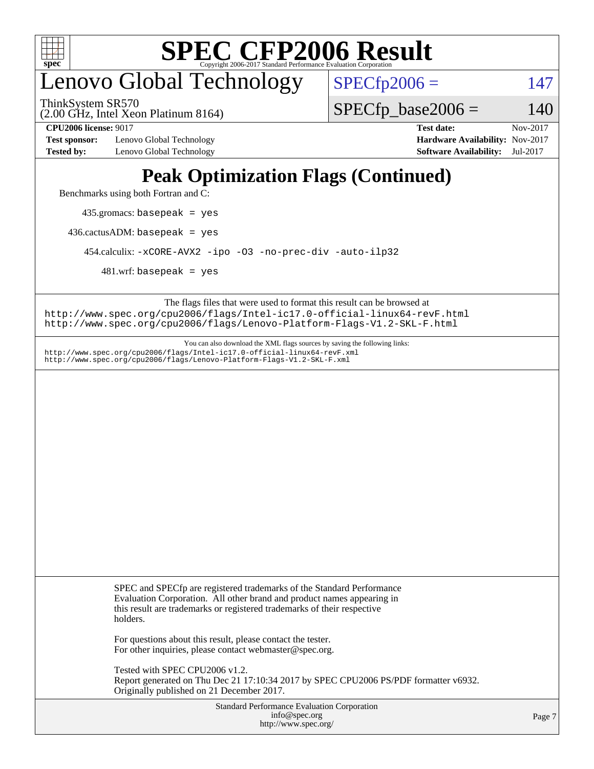# Peak Optimization Flags (Continued)

Benchmarks using both Fortran and C:

435.gromacs: basepeak = yes

436.cactusADM: basepeak = yes

454.calculix: -xCORE-AVX2 -ipo -O3 -no-prec-div -auto-ilp32

481.wrf: basepeak = yes

The flags files that were used to format this result can be browsed at
http://www.spec.org/cpu2006/flags/Intel-ic17.0-official-linux64-revF.html
http://www.spec.org/cpu2006/flags/Lenovo-Platform-Flags-V1.2-SKL-F.html

You can also download the XML flags sources by saving the following links:
http://www.spec.org/cpu2006/flags/Intel-ic17.0-official-linux64-revF.xml
http://www.spec.org/cpu2006/flags/Lenovo-Platform-Flags-V1.2-SKL-F.xml

SPEC and SPECfp are registered trademarks of the Standard Performance Evaluation Corporation. All other brand and product names appearing in this result are trademarks or registered trademarks of their respective holders.

For questions about this result, please contact the tester.
For other inquiries, please contact webmaster@spec.org.

Tested with SPEC CPU2006 v1.2.
Report generated on Thu Dec 21 17:10:34 2017 by SPEC CPU2006 PS/PDF formatter v6932.
Originally published on 21 December 2017.